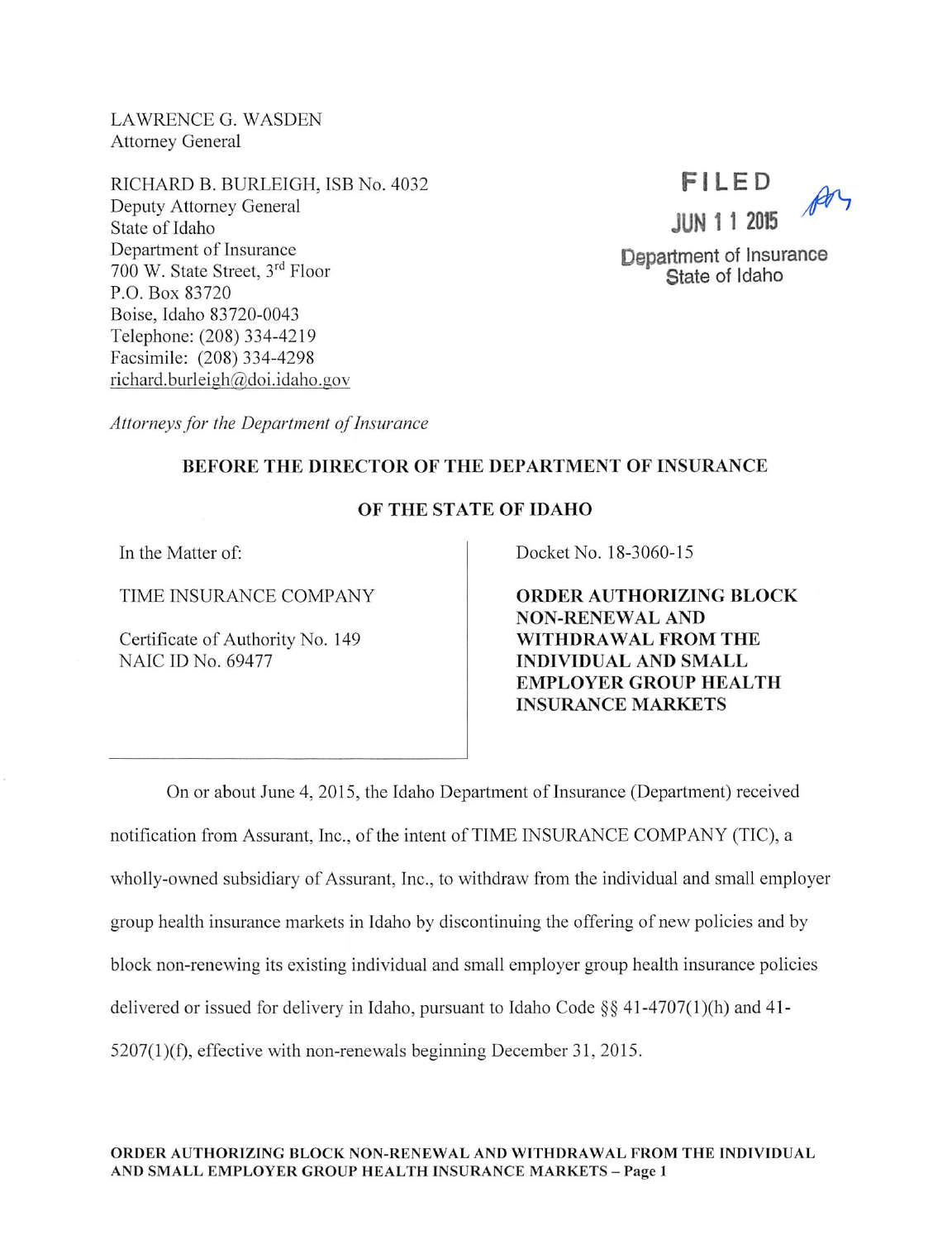LAWRENCE G. WASDEN
Attorney General

RICHARD B. BURLEIGH, ISB No. 4032
Deputy Attorney General
State of Idaho
Department of Insurance
700 W. State Street, 3rd Floor
P.O. Box 83720
Boise, Idaho 83720-0043
Telephone: (208) 334-4219
Facsimile: (208) 334-4298
richard.burleigh@doi.idaho.gov

FILED
JUN 11 2015
Department of Insurance
State of Idaho

*Attorneys for the Department of Insurance*

**BEFORE THE DIRECTOR OF THE DEPARTMENT OF INSURANCE**

**OF THE STATE OF IDAHO**

| | |
|---|---|
| In the Matter of:<br><br>TIME INSURANCE COMPANY<br><br>Certificate of Authority No. 149<br>NAIC ID No. 69477 | Docket No. 18-3060-15<br><br>**ORDER AUTHORIZING BLOCK NON-RENEWAL AND WITHDRAWAL FROM THE INDIVIDUAL AND SMALL EMPLOYER GROUP HEALTH INSURANCE MARKETS** |

On or about June 4, 2015, the Idaho Department of Insurance (Department) received notification from Assurant, Inc., of the intent of TIME INSURANCE COMPANY (TIC), a wholly-owned subsidiary of Assurant, Inc., to withdraw from the individual and small employer group health insurance markets in Idaho by discontinuing the offering of new policies and by block non-renewing its existing individual and small employer group health insurance policies delivered or issued for delivery in Idaho, pursuant to Idaho Code §§ 41-4707(1)(h) and 41-5207(1)(f), effective with non-renewals beginning December 31, 2015.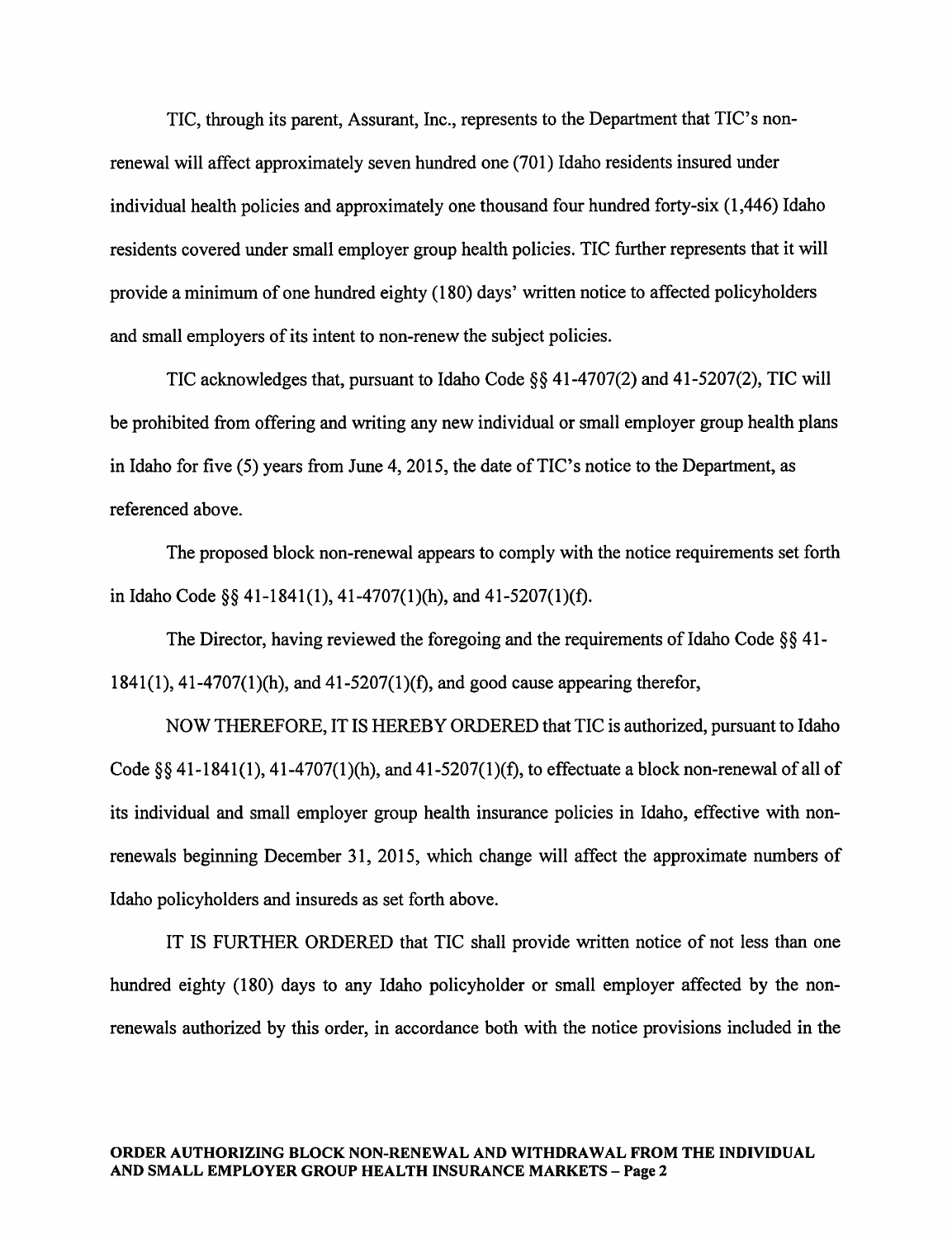TIC, through its parent, Assurant, Inc., represents to the Department that TIC's non-renewal will affect approximately seven hundred one (701) Idaho residents insured under individual health policies and approximately one thousand four hundred forty-six (1,446) Idaho residents covered under small employer group health policies. TIC further represents that it will provide a minimum of one hundred eighty (180) days' written notice to affected policyholders and small employers of its intent to non-renew the subject policies.

TIC acknowledges that, pursuant to Idaho Code §§ 41-4707(2) and 41-5207(2), TIC will be prohibited from offering and writing any new individual or small employer group health plans in Idaho for five (5) years from June 4, 2015, the date of TIC's notice to the Department, as referenced above.

The proposed block non-renewal appears to comply with the notice requirements set forth in Idaho Code §§ 41-1841(1), 41-4707(1)(h), and 41-5207(1)(f).

The Director, having reviewed the foregoing and the requirements of Idaho Code §§ 41-1841(1), 41-4707(1)(h), and 41-5207(1)(f), and good cause appearing therefor,

NOW THEREFORE, IT IS HEREBY ORDERED that TIC is authorized, pursuant to Idaho Code §§ 41-1841(1), 41-4707(1)(h), and 41-5207(1)(f), to effectuate a block non-renewal of all of its individual and small employer group health insurance policies in Idaho, effective with non-renewals beginning December 31, 2015, which change will affect the approximate numbers of Idaho policyholders and insureds as set forth above.

IT IS FURTHER ORDERED that TIC shall provide written notice of not less than one hundred eighty (180) days to any Idaho policyholder or small employer affected by the non-renewals authorized by this order, in accordance both with the notice provisions included in the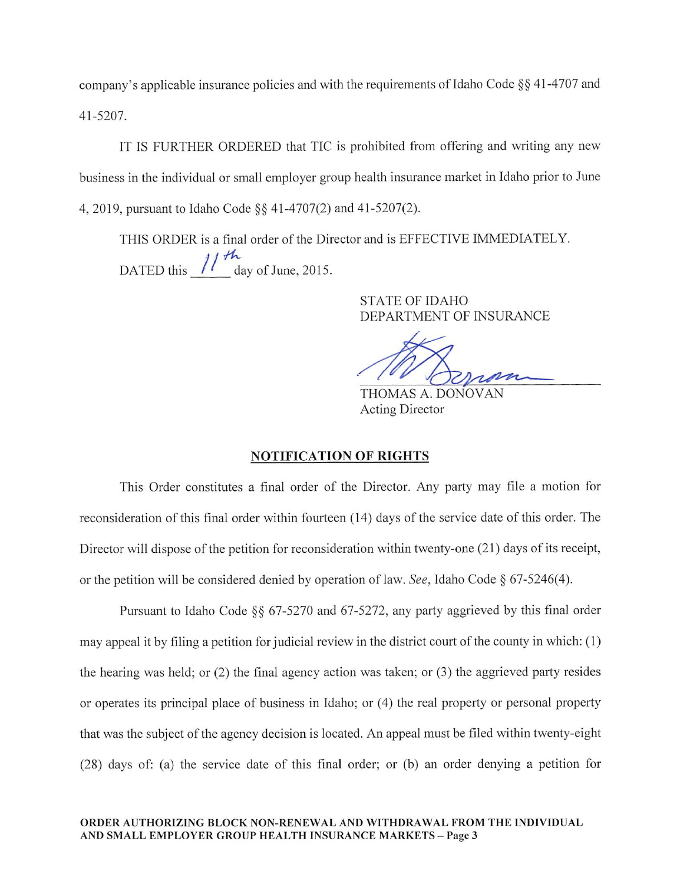company's applicable insurance policies and with the requirements of Idaho Code §§ 41-4707 and 41-5207.

IT IS FURTHER ORDERED that TIC is prohibited from offering and writing any new business in the individual or small employer group health insurance market in Idaho prior to June 4, 2019, pursuant to Idaho Code §§ 41-4707(2) and 41-5207(2).

THIS ORDER is a final order of the Director and is EFFECTIVE IMMEDIATELY.

DATED this 11th day of June, 2015.

STATE OF IDAHO
DEPARTMENT OF INSURANCE

THOMAS A. DONOVAN
Acting Director

## NOTIFICATION OF RIGHTS

This Order constitutes a final order of the Director. Any party may file a motion for reconsideration of this final order within fourteen (14) days of the service date of this order. The Director will dispose of the petition for reconsideration within twenty-one (21) days of its receipt, or the petition will be considered denied by operation of law. *See*, Idaho Code § 67-5246(4).

Pursuant to Idaho Code §§ 67-5270 and 67-5272, any party aggrieved by this final order may appeal it by filing a petition for judicial review in the district court of the county in which: (1) the hearing was held; or (2) the final agency action was taken; or (3) the aggrieved party resides or operates its principal place of business in Idaho; or (4) the real property or personal property that was the subject of the agency decision is located. An appeal must be filed within twenty-eight (28) days of: (a) the service date of this final order; or (b) an order denying a petition for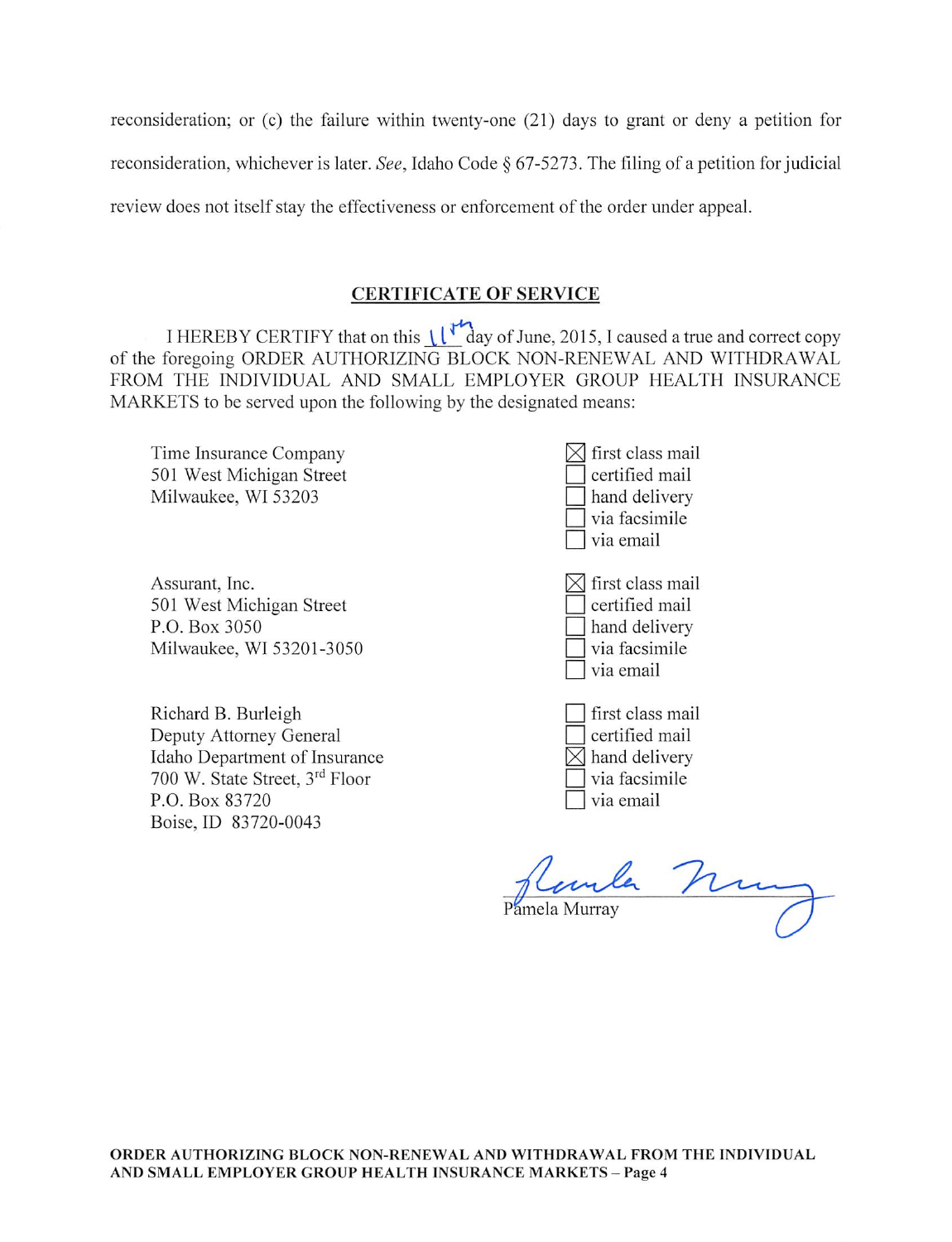reconsideration; or (c) the failure within twenty-one (21) days to grant or deny a petition for reconsideration, whichever is later. *See*, Idaho Code § 67-5273. The filing of a petition for judicial review does not itself stay the effectiveness or enforcement of the order under appeal.

## CERTIFICATE OF SERVICE

I HEREBY CERTIFY that on this 11th day of June, 2015, I caused a true and correct copy of the foregoing ORDER AUTHORIZING BLOCK NON-RENEWAL AND WITHDRAWAL FROM THE INDIVIDUAL AND SMALL EMPLOYER GROUP HEALTH INSURANCE MARKETS to be served upon the following by the designated means:

Time Insurance Company
501 West Michigan Street
Milwaukee, WI 53203

- [x] first class mail
- [ ] certified mail
- [ ] hand delivery
- [ ] via facsimile
- [ ] via email

Assurant, Inc.
501 West Michigan Street
P.O. Box 3050
Milwaukee, WI 53201-3050

- [x] first class mail
- [ ] certified mail
- [ ] hand delivery
- [ ] via facsimile
- [ ] via email

Richard B. Burleigh
Deputy Attorney General
Idaho Department of Insurance
700 W. State Street, 3rd Floor
P.O. Box 83720
Boise, ID 83720-0043

- [ ] first class mail
- [ ] certified mail
- [x] hand delivery
- [ ] via facsimile
- [ ] via email

Pamela Murray

ORDER AUTHORIZING BLOCK NON-RENEWAL AND WITHDRAWAL FROM THE INDIVIDUAL AND SMALL EMPLOYER GROUP HEALTH INSURANCE MARKETS – Page 4